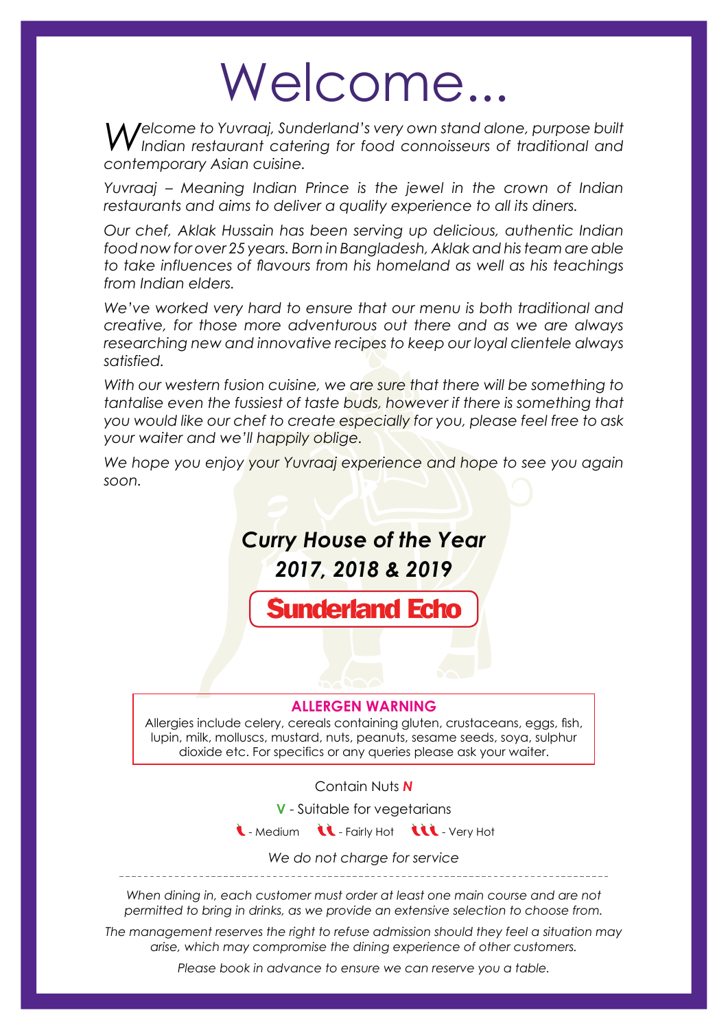# Welcome...

*Welcome to Yuvraaj, Sunderland's very own stand alone, purpose built Indian restaurant catering for food connoisseurs of traditional and contemporary Asian cuisine.*

*Yuvraaj – Meaning Indian Prince is the jewel in the crown of Indian restaurants and aims to deliver a quality experience to all its diners.*

*Our chef, Aklak Hussain has been serving up delicious, authentic Indian food now for over 25 years. Born in Bangladesh, Aklak and his team are able to take influences of flavours from his homeland as well as his teachings from Indian elders.*

*We've worked very hard to ensure that our menu is both traditional and creative, for those more adventurous out there and as we are always researching new and innovative recipes to keep our loyal clientele always satisfied.*

*With our western fusion cuisine, we are sure that there will be something to tantalise even the fussiest of taste buds, however if there is something that you would like our chef to create especially for you, please feel free to ask your waiter and we'll happily oblige.*

*We hope you enjoy your Yuvraaj experience and hope to see you again soon.*

***Curry House of the Year***
***2017, 2018 & 2019***

**Sunderland Echo**

**ALLERGEN WARNING**

Allergies include celery, cereals containing gluten, crustaceans, eggs, fish, lupin, milk, molluscs, mustard, nuts, peanuts, sesame seeds, soya, sulphur dioxide etc. For specifics or any queries please ask your waiter.

Contain Nuts ***N***

**V** - Suitable for vegetarians

🌶 - Medium 🌶🌶 - Fairly Hot 🌶🌶🌶 - Very Hot

*We do not charge for service*

---

*When dining in, each customer must order at least one main course and are not permitted to bring in drinks, as we provide an extensive selection to choose from.*

*The management reserves the right to refuse admission should they feel a situation may arise, which may compromise the dining experience of other customers.*

*Please book in advance to ensure we can reserve you a table.*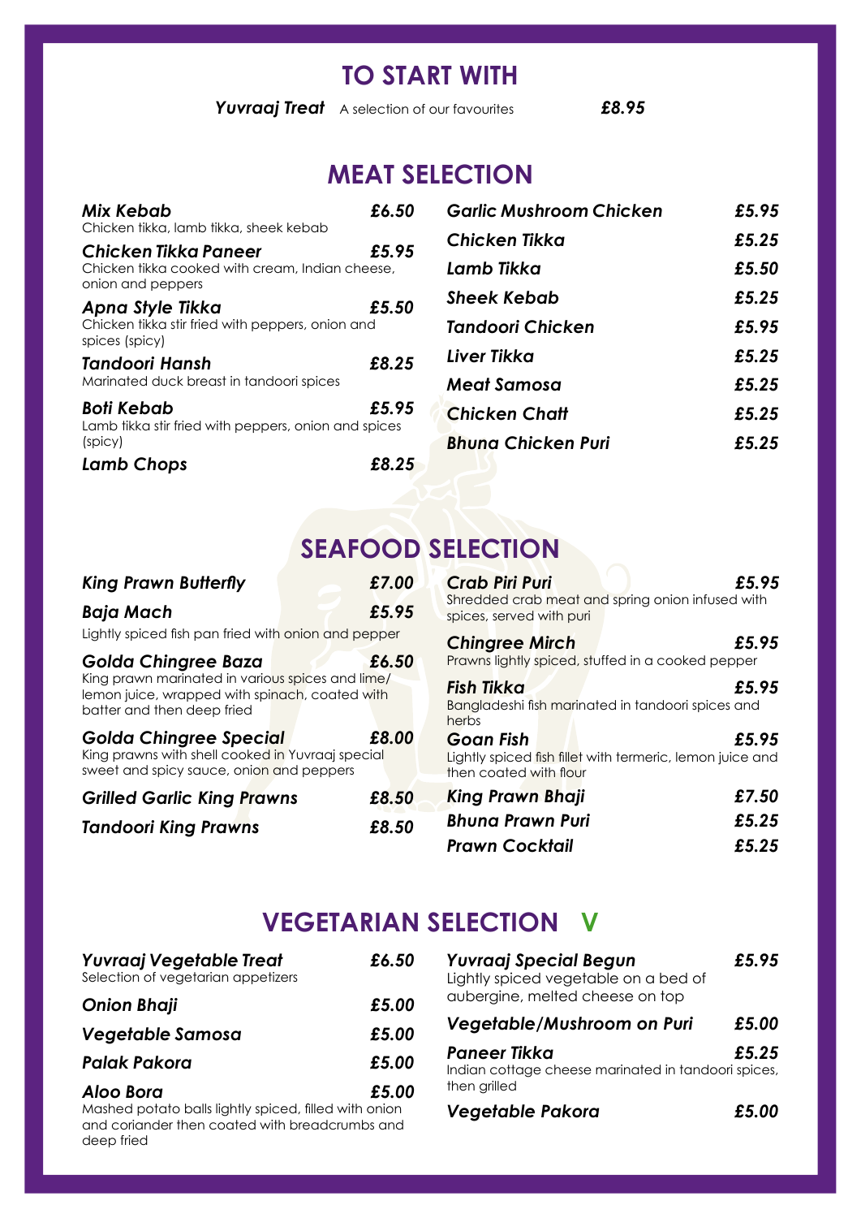# TO START WITH

***Yuvraaj Treat*** A selection of our favourites ***£8.95***

# MEAT SELECTION

***Mix Kebab*** ***£6.50***
Chicken tikka, lamb tikka, sheek kebab

***Chicken Tikka Paneer*** ***£5.95***
Chicken tikka cooked with cream, Indian cheese, onion and peppers

***Apna Style Tikka*** ***£5.50***
Chicken tikka stir fried with peppers, onion and spices (spicy)

***Tandoori Hansh*** ***£8.25***
Marinated duck breast in tandoori spices

***Boti Kebab*** ***£5.95***
Lamb tikka stir fried with peppers, onion and spices (spicy)

***Lamb Chops*** ***£8.25***

***Garlic Mushroom Chicken*** ***£5.95***

***Chicken Tikka*** ***£5.25***

***Lamb Tikka*** ***£5.50***

***Sheek Kebab*** ***£5.25***

***Tandoori Chicken*** ***£5.95***

***Liver Tikka*** ***£5.25***

***Meat Samosa*** ***£5.25***

***Chicken Chatt*** ***£5.25***

***Bhuna Chicken Puri*** ***£5.25***

# SEAFOOD SELECTION

***King Prawn Butterfly*** ***£7.00***

***Baja Mach*** ***£5.95***
Lightly spiced fish pan fried with onion and pepper

***Golda Chingree Baza*** ***£6.50***
King prawn marinated in various spices and lime/lemon juice, wrapped with spinach, coated with batter and then deep fried

***Golda Chingree Special*** ***£8.00***
King prawns with shell cooked in Yuvraaj special sweet and spicy sauce, onion and peppers

***Grilled Garlic King Prawns*** ***£8.50***

***Tandoori King Prawns*** ***£8.50***

***Crab Piri Puri*** ***£5.95***
Shredded crab meat and spring onion infused with spices, served with puri

***Chingree Mirch*** ***£5.95***
Prawns lightly spiced, stuffed in a cooked pepper

***Fish Tikka*** ***£5.95***
Bangladeshi fish marinated in tandoori spices and herbs

***Goan Fish*** ***£5.95***
Lightly spiced fish fillet with termeric, lemon juice and then coated with flour

***King Prawn Bhaji*** ***£7.50***

***Bhuna Prawn Puri*** ***£5.25***

***Prawn Cocktail*** ***£5.25***

# VEGETARIAN SELECTION V

***Yuvraaj Vegetable Treat*** ***£6.50***
Selection of vegetarian appetizers

***Onion Bhaji*** ***£5.00***

***Vegetable Samosa*** ***£5.00***

***Palak Pakora*** ***£5.00***

***Aloo Bora*** ***£5.00***
Mashed potato balls lightly spiced, filled with onion and coriander then coated with breadcrumbs and deep fried

***Yuvraaj Special Begun*** ***£5.95***
Lightly spiced vegetable on a bed of aubergine, melted cheese on top

***Vegetable/Mushroom on Puri*** ***£5.00***

***Paneer Tikka*** ***£5.25***
Indian cottage cheese marinated in tandoori spices, then grilled

***Vegetable Pakora*** ***£5.00***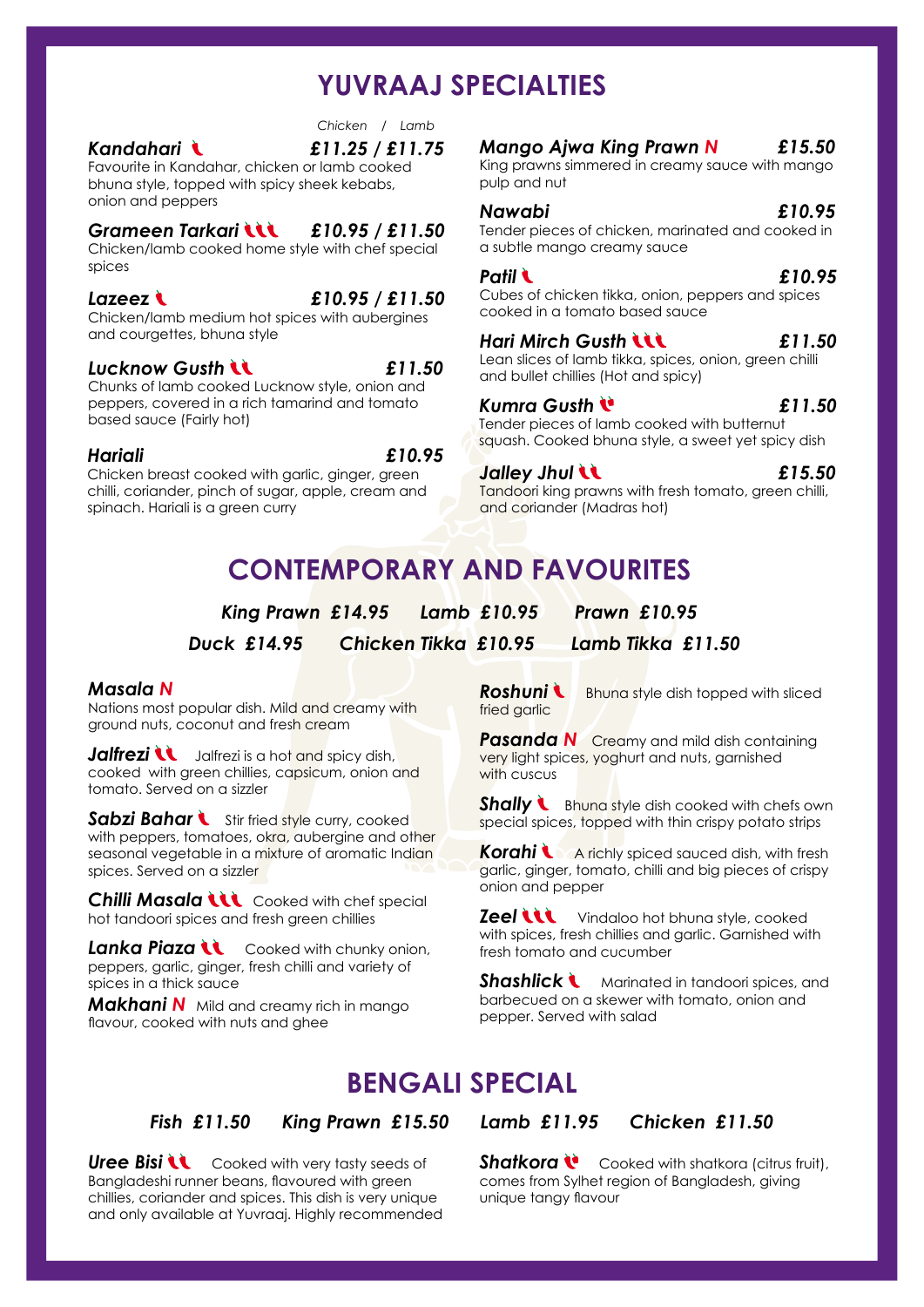# YUVRAAJ SPECIALTIES

*Chicken / Lamb*

***Kandahari*** — *£11.25 / £11.75*
Favourite in Kandahar, chicken or lamb cooked bhuna style, topped with spicy sheek kebabs, onion and peppers

***Grameen Tarkari*** — *£10.95 / £11.50*
Chicken/lamb cooked home style with chef special spices

***Lazeez*** — *£10.95 / £11.50*
Chicken/lamb medium hot spices with aubergines and courgettes, bhuna style

***Lucknow Gusth*** — *£11.50*
Chunks of lamb cooked Lucknow style, onion and peppers, covered in a rich tamarind and tomato based sauce (Fairly hot)

***Hariali*** — *£10.95*
Chicken breast cooked with garlic, ginger, green chilli, coriander, pinch of sugar, apple, cream and spinach. Hariali is a green curry

***Mango Ajwa King Prawn N*** — *£15.50*
King prawns simmered in creamy sauce with mango pulp and nut

***Nawabi*** — *£10.95*
Tender pieces of chicken, marinated and cooked in a subtle mango creamy sauce

***Patil*** — *£10.95*
Cubes of chicken tikka, onion, peppers and spices cooked in a tomato based sauce

***Hari Mirch Gusth*** — *£11.50*
Lean slices of lamb tikka, spices, onion, green chilli and bullet chillies (Hot and spicy)

***Kumra Gusth*** — *£11.50*
Tender pieces of lamb cooked with butternut squash. Cooked bhuna style, a sweet yet spicy dish

***Jalley Jhul*** — *£15.50*
Tandoori king prawns with fresh tomato, green chilli, and coriander (Madras hot)

# CONTEMPORARY AND FAVOURITES

***King Prawn £14.95 Lamb £10.95 Prawn £10.95***

***Duck £14.95 Chicken Tikka £10.95 Lamb Tikka £11.50***

***Masala N***
Nations most popular dish. Mild and creamy with ground nuts, coconut and fresh cream

***Jalfrezi*** Jalfrezi is a hot and spicy dish, cooked with green chillies, capsicum, onion and tomato. Served on a sizzler

***Sabzi Bahar*** Stir fried style curry, cooked with peppers, tomatoes, okra, aubergine and other seasonal vegetable in a mixture of aromatic Indian spices. Served on a sizzler

***Chilli Masala*** Cooked with chef special hot tandoori spices and fresh green chillies

***Lanka Piaza*** Cooked with chunky onion, peppers, garlic, ginger, fresh chilli and variety of spices in a thick sauce

***Makhani N*** Mild and creamy rich in mango flavour, cooked with nuts and ghee

***Roshuni*** Bhuna style dish topped with sliced fried garlic

***Pasanda N*** Creamy and mild dish containing very light spices, yoghurt and nuts, garnished with cuscus

***Shally*** Bhuna style dish cooked with chefs own special spices, topped with thin crispy potato strips

***Korahi*** A richly spiced sauced dish, with fresh garlic, ginger, tomato, chilli and big pieces of crispy onion and pepper

***Zeel*** Vindaloo hot bhuna style, cooked with spices, fresh chillies and garlic. Garnished with fresh tomato and cucumber

***Shashlick*** Marinated in tandoori spices, and barbecued on a skewer with tomato, onion and pepper. Served with salad

# BENGALI SPECIAL

***Fish £11.50 King Prawn £15.50 Lamb £11.95 Chicken £11.50***

***Uree Bisi*** Cooked with very tasty seeds of Bangladeshi runner beans, flavoured with green chillies, coriander and spices. This dish is very unique and only available at Yuvraaj. Highly recommended

***Shatkora*** Cooked with shatkora (citrus fruit), comes from Sylhet region of Bangladesh, giving unique tangy flavour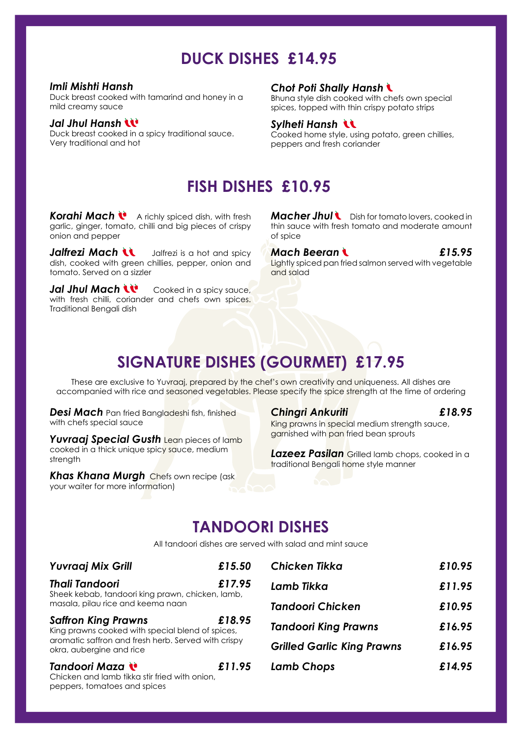## DUCK DISHES £14.95

***Imli Mishti Hansh***
Duck breast cooked with tamarind and honey in a mild creamy sauce

***Jal Jhul Hansh***
Duck breast cooked in a spicy traditional sauce. Very traditional and hot

***Chot Poti Shally Hansh***
Bhuna style dish cooked with chefs own special spices, topped with thin crispy potato strips

***Sylheti Hansh***
Cooked home style, using potato, green chillies, peppers and fresh coriander

## FISH DISHES £10.95

***Korahi Mach*** A richly spiced dish, with fresh garlic, ginger, tomato, chilli and big pieces of crispy onion and pepper

***Jalfrezi Mach*** Jalfrezi is a hot and spicy dish, cooked with green chillies, pepper, onion and tomato. Served on a sizzler

***Jal Jhul Mach*** Cooked in a spicy sauce, with fresh chilli, coriander and chefs own spices. Traditional Bengali dish

***Macher Jhul*** Dish for tomato lovers, cooked in thin sauce with fresh tomato and moderate amount of spice

***Mach Beeran*** ***£15.95***
Lightly spiced pan fried salmon served with vegetable and salad

## SIGNATURE DISHES (GOURMET) £17.95

These are exclusive to Yuvraaj, prepared by the chef's own creativity and uniqueness. All dishes are accompanied with rice and seasoned vegetables. Please specify the spice strength at the time of ordering

***Desi Mach*** Pan fried Bangladeshi fish, finished with chefs special sauce

***Yuvraaj Special Gusth*** Lean pieces of lamb cooked in a thick unique spicy sauce, medium strength

***Khas Khana Murgh*** Chefs own recipe (ask your waiter for more information)

***Chingri Ankuriti*** ***£18.95***
King prawns in special medium strength sauce, garnished with pan fried bean sprouts

***Lazeez Pasilan*** Grilled lamb chops, cooked in a traditional Bengali home style manner

## TANDOORI DISHES

All tandoori dishes are served with salad and mint sauce

***Yuvraaj Mix Grill*** ***£15.50***

***Thali Tandoori*** ***£17.95***
Sheek kebab, tandoori king prawn, chicken, lamb, masala, pilau rice and keema naan

***Saffron King Prawns*** ***£18.95***
King prawns cooked with special blend of spices, aromatic saffron and fresh herb. Served with crispy okra, aubergine and rice

***Tandoori Maza*** ***£11.95***
Chicken and lamb tikka stir fried with onion, peppers, tomatoes and spices

***Chicken Tikka*** ***£10.95***

***Lamb Tikka*** ***£11.95***

***Tandoori Chicken*** ***£10.95***

***Tandoori King Prawns*** ***£16.95***

***Grilled Garlic King Prawns*** ***£16.95***

***Lamb Chops*** ***£14.95***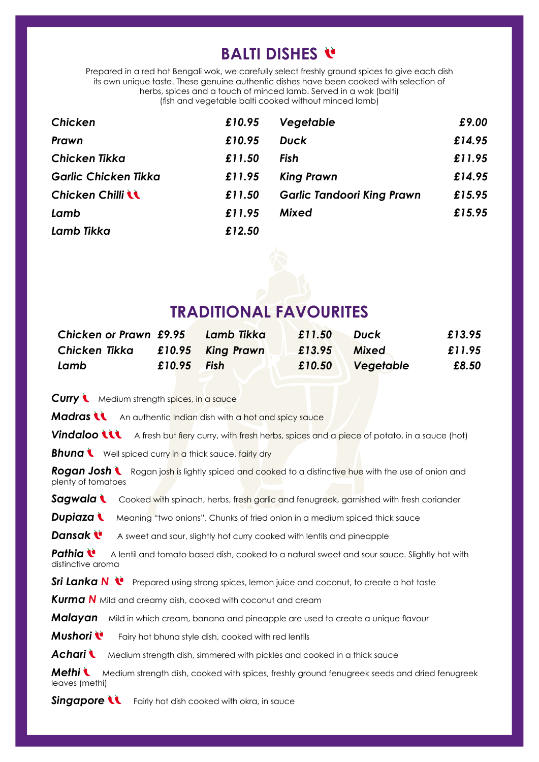## BALTI DISHES

Prepared in a red hot Bengali wok, we carefully select freshly ground spices to give each dish its own unique taste. These genuine authentic dishes have been cooked with selection of herbs, spices and a touch of minced lamb. Served in a wok (balti)
(fish and vegetable balti cooked without minced lamb)

| Dish | Price | Dish | Price |
|---|---|---|---|
| ***Chicken*** | ***£10.95*** | ***Vegetable*** | ***£9.00*** |
| ***Prawn*** | ***£10.95*** | ***Duck*** | ***£14.95*** |
| ***Chicken Tikka*** | ***£11.50*** | ***Fish*** | ***£11.95*** |
| ***Garlic Chicken Tikka*** | ***£11.95*** | ***King Prawn*** | ***£14.95*** |
| ***Chicken Chilli*** | ***£11.50*** | ***Garlic Tandoori King Prawn*** | ***£15.95*** |
| ***Lamb*** | ***£11.95*** | ***Mixed*** | ***£15.95*** |
| ***Lamb Tikka*** | ***£12.50*** | | |

## TRADITIONAL FAVOURITES

| Dish | Price | Dish | Price | Dish | Price |
|---|---|---|---|---|---|
| ***Chicken or Prawn*** | ***£9.95*** | ***Lamb Tikka*** | ***£11.50*** | ***Duck*** | ***£13.95*** |
| ***Chicken Tikka*** | ***£10.95*** | ***King Prawn*** | ***£13.95*** | ***Mixed*** | ***£11.95*** |
| ***Lamb*** | ***£10.95*** | ***Fish*** | ***£10.50*** | ***Vegetable*** | ***£8.50*** |

***Curry*** Medium strength spices, in a sauce

***Madras*** An authentic Indian dish with a hot and spicy sauce

***Vindaloo*** A fresh but fiery curry, with fresh herbs, spices and a piece of potato, in a sauce (hot)

***Bhuna*** Well spiced curry in a thick sauce, fairly dry

***Rogan Josh*** Rogan josh is lightly spiced and cooked to a distinctive hue with the use of onion and plenty of tomatoes

***Sagwala*** Cooked with spinach, herbs, fresh garlic and fenugreek, garnished with fresh coriander

***Dupiaza*** Meaning "two onions". Chunks of fried onion in a medium spiced thick sauce

***Dansak*** A sweet and sour, slightly hot curry cooked with lentils and pineapple

***Pathia*** A lentil and tomato based dish, cooked to a natural sweet and sour sauce. Slightly hot with distinctive aroma

***Sri Lanka N*** Prepared using strong spices, lemon juice and coconut, to create a hot taste

***Kurma N*** Mild and creamy dish, cooked with coconut and cream

***Malayan*** Mild in which cream, banana and pineapple are used to create a unique flavour

***Mushori*** Fairy hot bhuna style dish, cooked with red lentils

***Achari*** Medium strength dish, simmered with pickles and cooked in a thick sauce

***Methi*** Medium strength dish, cooked with spices, freshly ground fenugreek seeds and dried fenugreek leaves (methi)

***Singapore*** Fairly hot dish cooked with okra, in sauce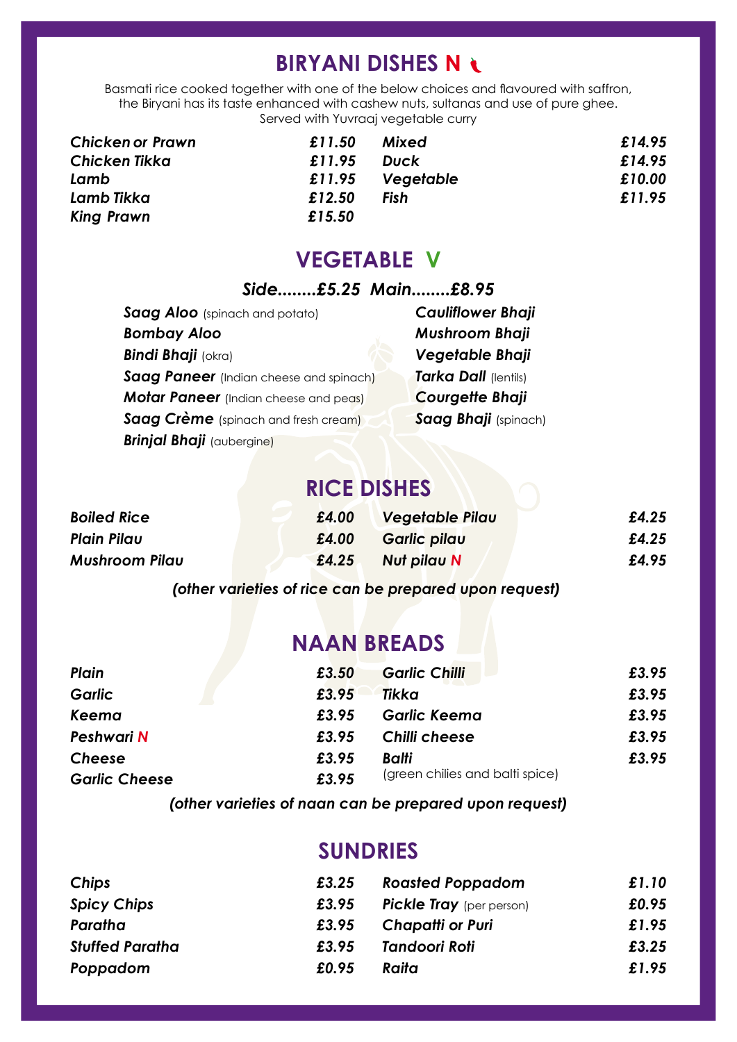## BIRYANI DISHES N 🌶

Basmati rice cooked together with one of the below choices and flavoured with saffron, the Biryani has its taste enhanced with cashew nuts, sultanas and use of pure ghee. Served with Yuvraaj vegetable curry

| | | | |
|---|---|---|---|
| ***Chicken or Prawn*** | ***£11.50*** | ***Mixed*** | ***£14.95*** |
| ***Chicken Tikka*** | ***£11.95*** | ***Duck*** | ***£14.95*** |
| ***Lamb*** | ***£11.95*** | ***Vegetable*** | ***£10.00*** |
| ***Lamb Tikka*** | ***£12.50*** | ***Fish*** | ***£11.95*** |
| ***King Prawn*** | ***£15.50*** | | |

## VEGETABLE V

***Side........£5.25 Main........£8.95***

- ***Saag Aloo*** (spinach and potato)
- ***Bombay Aloo***
- ***Bindi Bhaji*** (okra)
- ***Saag Paneer*** (Indian cheese and spinach)
- ***Motar Paneer*** (Indian cheese and peas)
- ***Saag Crème*** (spinach and fresh cream)
- ***Brinjal Bhaji*** (aubergine)
- ***Cauliflower Bhaji***
- ***Mushroom Bhaji***
- ***Vegetable Bhaji***
- ***Tarka Dall*** (lentils)
- ***Courgette Bhaji***
- ***Saag Bhaji*** (spinach)

## RICE DISHES

| | | | |
|---|---|---|---|
| ***Boiled Rice*** | ***£4.00*** | ***Vegetable Pilau*** | ***£4.25*** |
| ***Plain Pilau*** | ***£4.00*** | ***Garlic pilau*** | ***£4.25*** |
| ***Mushroom Pilau*** | ***£4.25*** | ***Nut pilau N*** | ***£4.95*** |

***(other varieties of rice can be prepared upon request)***

## NAAN BREADS

| | | | |
|---|---|---|---|
| ***Plain*** | ***£3.50*** | ***Garlic Chilli*** | ***£3.95*** |
| ***Garlic*** | ***£3.95*** | ***Tikka*** | ***£3.95*** |
| ***Keema*** | ***£3.95*** | ***Garlic Keema*** | ***£3.95*** |
| ***Peshwari N*** | ***£3.95*** | ***Chilli cheese*** | ***£3.95*** |
| ***Cheese*** | ***£3.95*** | ***Balti*** (green chilies and balti spice) | ***£3.95*** |
| ***Garlic Cheese*** | ***£3.95*** | | |

***(other varieties of naan can be prepared upon request)***

## SUNDRIES

| | | | |
|---|---|---|---|
| ***Chips*** | ***£3.25*** | ***Roasted Poppadom*** | ***£1.10*** |
| ***Spicy Chips*** | ***£3.95*** | ***Pickle Tray*** (per person) | ***£0.95*** |
| ***Paratha*** | ***£3.95*** | ***Chapatti or Puri*** | ***£1.95*** |
| ***Stuffed Paratha*** | ***£3.95*** | ***Tandoori Roti*** | ***£3.25*** |
| ***Poppadom*** | ***£0.95*** | ***Raita*** | ***£1.95*** |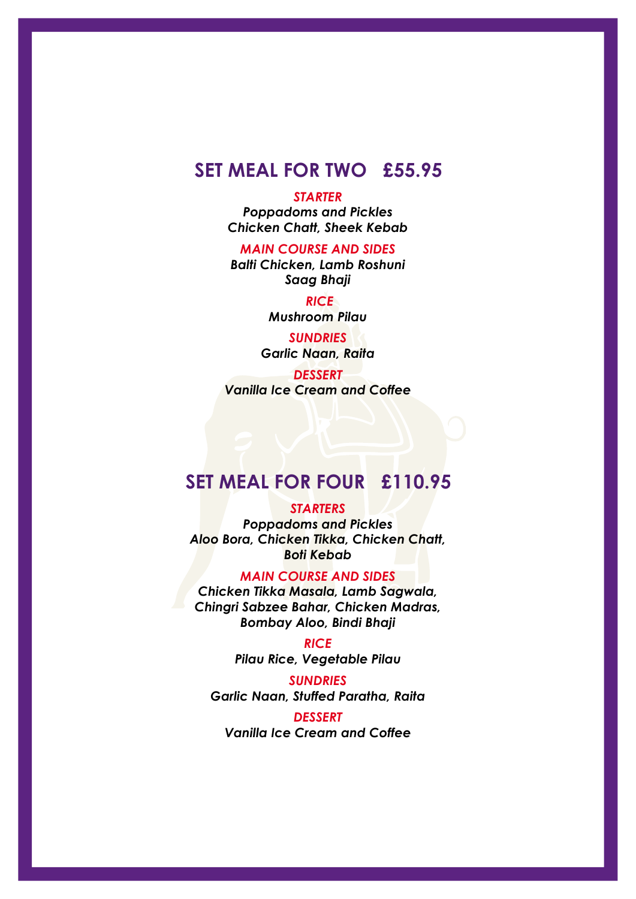## SET MEAL FOR TWO £55.95

***STARTER***

*Poppadoms and Pickles*
*Chicken Chatt, Sheek Kebab*

***MAIN COURSE AND SIDES***

*Balti Chicken, Lamb Roshuni*
*Saag Bhaji*

***RICE***

*Mushroom Pilau*

***SUNDRIES***

*Garlic Naan, Raita*

***DESSERT***

*Vanilla Ice Cream and Coffee*

## SET MEAL FOR FOUR £110.95

***STARTERS***

*Poppadoms and Pickles*
*Aloo Bora, Chicken Tikka, Chicken Chatt,*
*Boti Kebab*

***MAIN COURSE AND SIDES***

*Chicken Tikka Masala, Lamb Sagwala,*
*Chingri Sabzee Bahar, Chicken Madras,*
*Bombay Aloo, Bindi Bhaji*

***RICE***

*Pilau Rice, Vegetable Pilau*

***SUNDRIES***

*Garlic Naan, Stuffed Paratha, Raita*

***DESSERT***

*Vanilla Ice Cream and Coffee*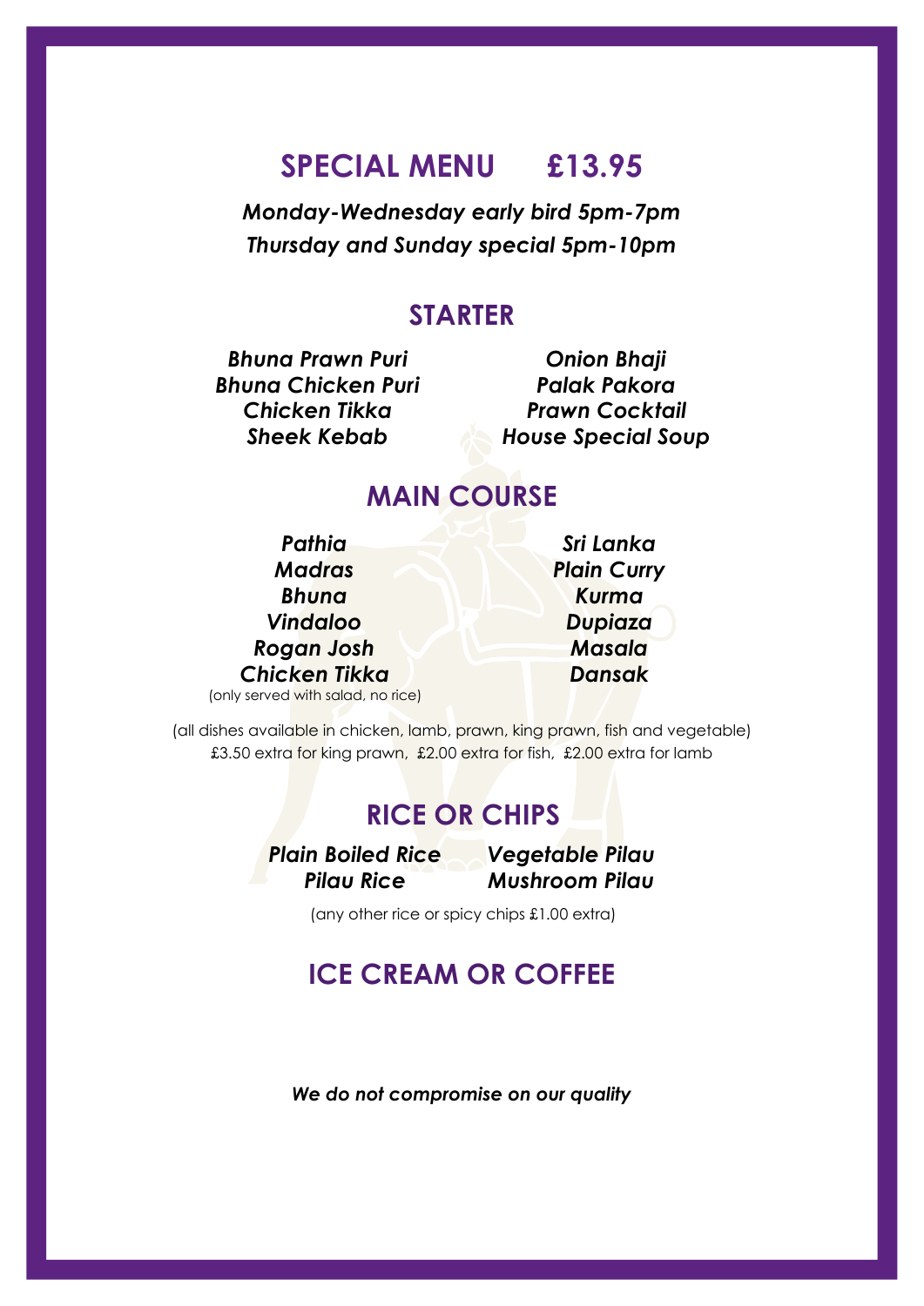# SPECIAL MENU £13.95

***Monday-Wednesday early bird 5pm-7pm***
***Thursday and Sunday special 5pm-10pm***

## STARTER

***Bhuna Prawn Puri***
***Bhuna Chicken Puri***
***Chicken Tikka***
***Sheek Kebab***
***Onion Bhaji***
***Palak Pakora***
***Prawn Cocktail***
***House Special Soup***

## MAIN COURSE

***Pathia***
***Madras***
***Bhuna***
***Vindaloo***
***Rogan Josh***
***Chicken Tikka***
(only served with salad, no rice)
***Sri Lanka***
***Plain Curry***
***Kurma***
***Dupiaza***
***Masala***
***Dansak***

(all dishes available in chicken, lamb, prawn, king prawn, fish and vegetable)
£3.50 extra for king prawn, £2.00 extra for fish, £2.00 extra for lamb

## RICE OR CHIPS

***Plain Boiled Rice***
***Pilau Rice***
***Vegetable Pilau***
***Mushroom Pilau***

(any other rice or spicy chips £1.00 extra)

## ICE CREAM OR COFFEE

***We do not compromise on our quality***